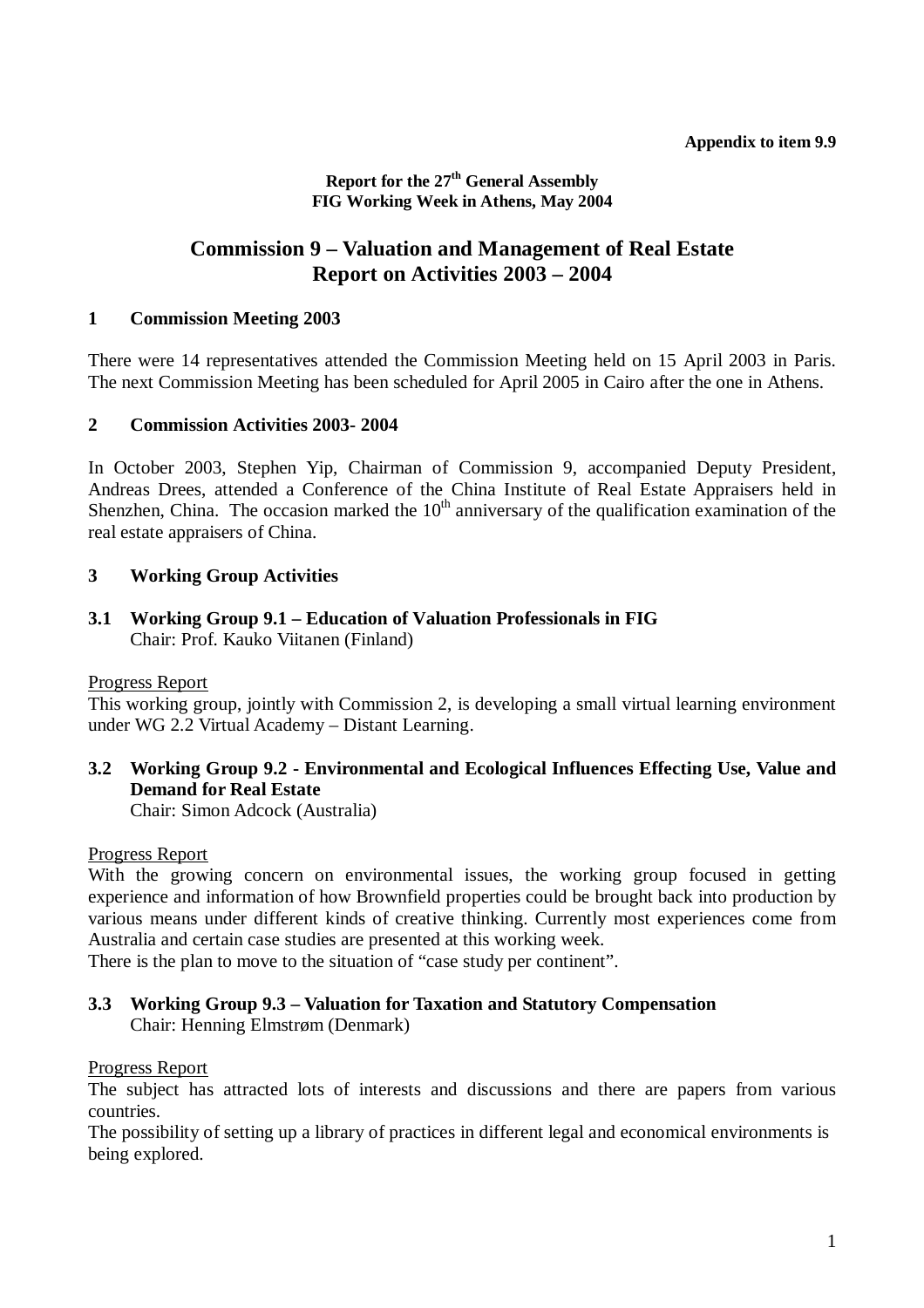**Appendix to item 9.9**

**Report for the 27th General Assembly**
**FIG Working Week in Athens, May 2004**

# Commission 9 – Valuation and Management of Real Estate
# Report on Activities 2003 – 2004

## 1 Commission Meeting 2003

There were 14 representatives attended the Commission Meeting held on 15 April 2003 in Paris. The next Commission Meeting has been scheduled for April 2005 in Cairo after the one in Athens.

## 2 Commission Activities 2003- 2004

In October 2003, Stephen Yip, Chairman of Commission 9, accompanied Deputy President, Andreas Drees, attended a Conference of the China Institute of Real Estate Appraisers held in Shenzhen, China. The occasion marked the 10th anniversary of the qualification examination of the real estate appraisers of China.

## 3 Working Group Activities

### 3.1 Working Group 9.1 – Education of Valuation Professionals in FIG

Chair: Prof. Kauko Viitanen (Finland)

Progress Report
This working group, jointly with Commission 2, is developing a small virtual learning environment under WG 2.2 Virtual Academy – Distant Learning.

### 3.2 Working Group 9.2 - Environmental and Ecological Influences Effecting Use, Value and Demand for Real Estate

Chair: Simon Adcock (Australia)

Progress Report
With the growing concern on environmental issues, the working group focused in getting experience and information of how Brownfield properties could be brought back into production by various means under different kinds of creative thinking. Currently most experiences come from Australia and certain case studies are presented at this working week.
There is the plan to move to the situation of "case study per continent".

### 3.3 Working Group 9.3 – Valuation for Taxation and Statutory Compensation

Chair: Henning Elmstrøm (Denmark)

Progress Report
The subject has attracted lots of interests and discussions and there are papers from various countries.
The possibility of setting up a library of practices in different legal and economical environments is being explored.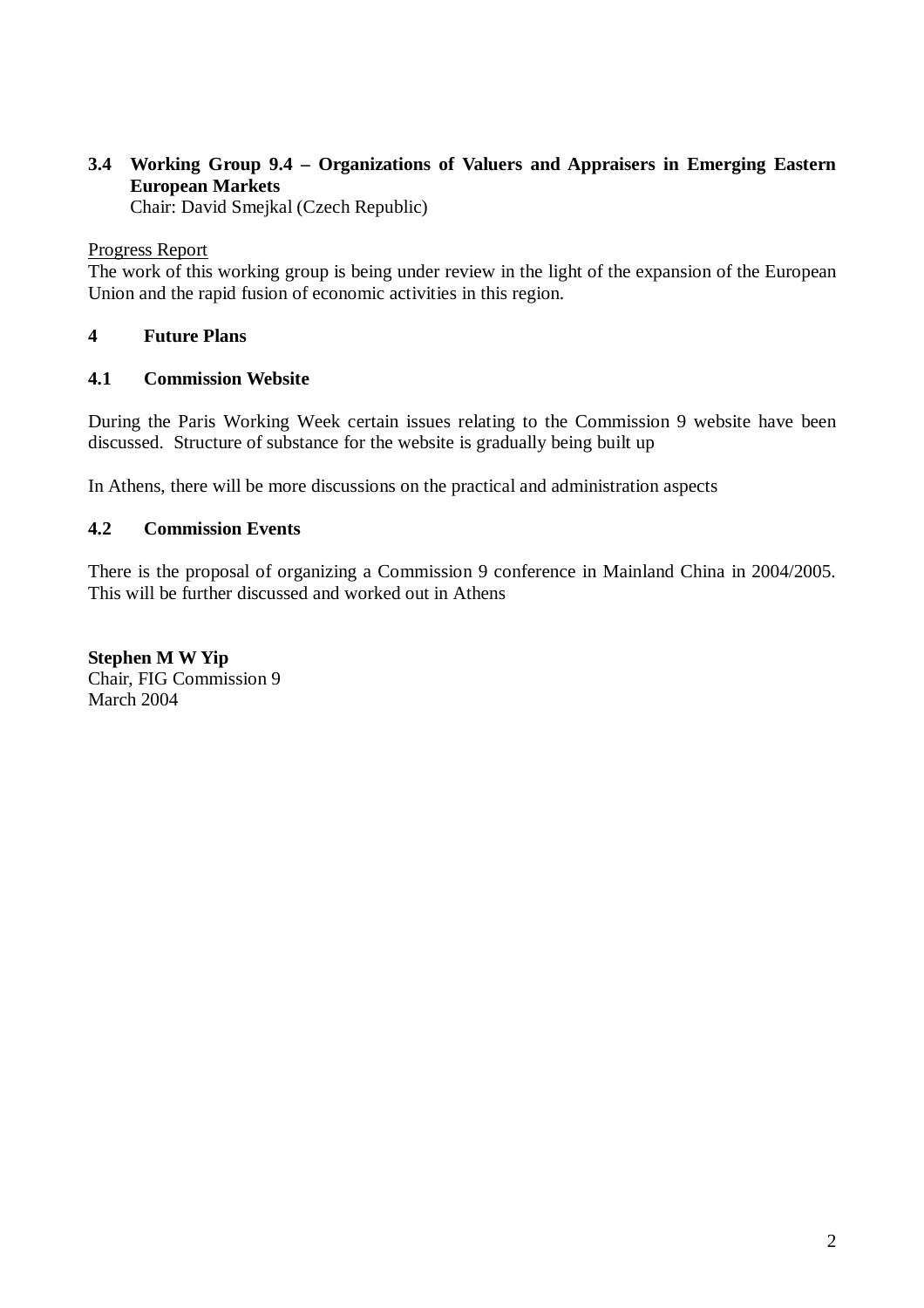### 3.4 Working Group 9.4 – Organizations of Valuers and Appraisers in Emerging Eastern European Markets

Chair: David Smejkal (Czech Republic)

Progress Report

The work of this working group is being under review in the light of the expansion of the European Union and the rapid fusion of economic activities in this region.

## 4 Future Plans

### 4.1 Commission Website

During the Paris Working Week certain issues relating to the Commission 9 website have been discussed. Structure of substance for the website is gradually being built up

In Athens, there will be more discussions on the practical and administration aspects

### 4.2 Commission Events

There is the proposal of organizing a Commission 9 conference in Mainland China in 2004/2005. This will be further discussed and worked out in Athens

**Stephen M W Yip**
Chair, FIG Commission 9
March 2004